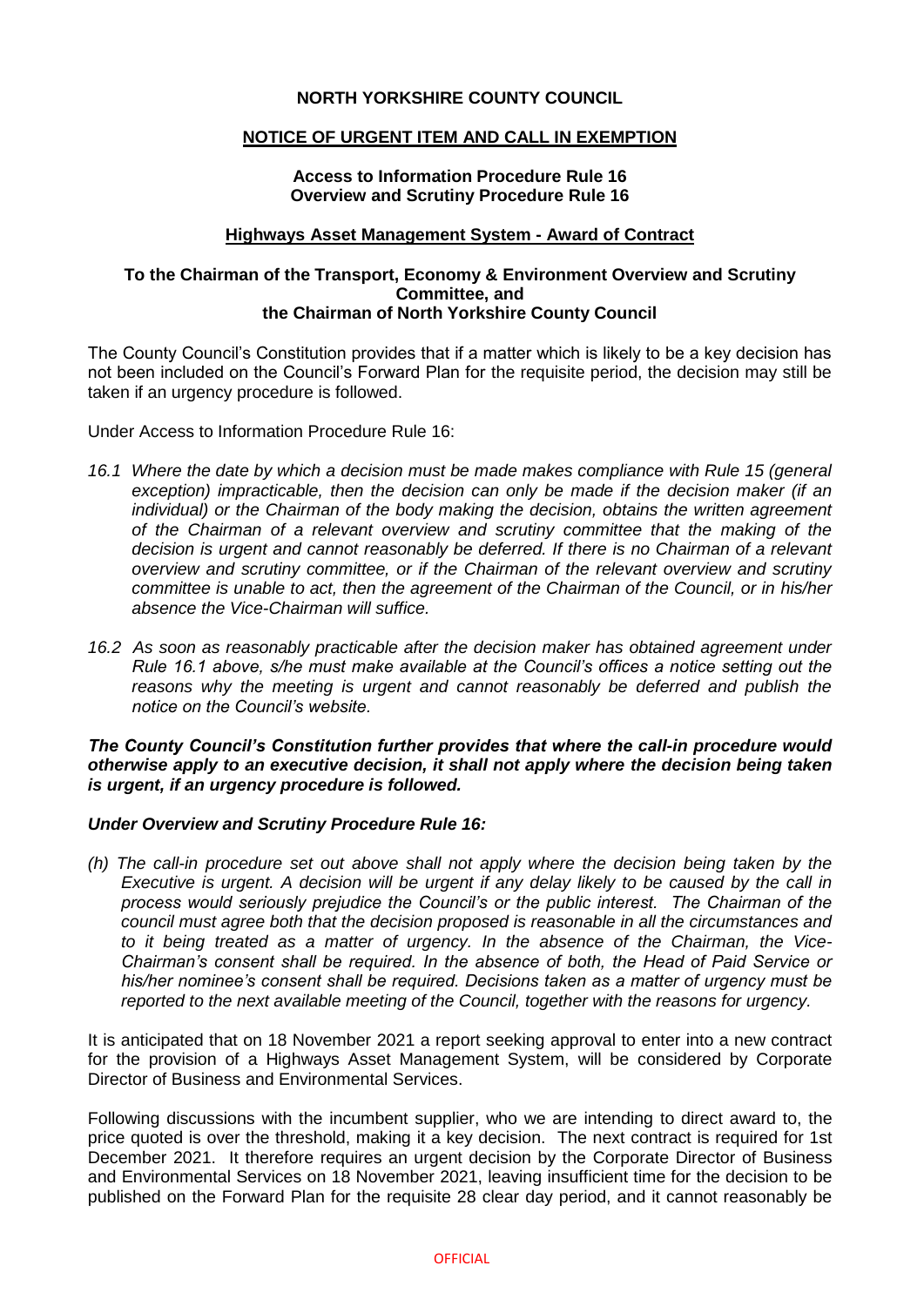**NORTH YORKSHIRE COUNTY COUNCIL**

**NOTICE OF URGENT ITEM AND CALL IN EXEMPTION**

**Access to Information Procedure Rule 16**
**Overview and Scrutiny Procedure Rule 16**

**Highways Asset Management System - Award of Contract**

**To the Chairman of the Transport, Economy & Environment Overview and Scrutiny Committee, and the Chairman of North Yorkshire County Council**

The County Council's Constitution provides that if a matter which is likely to be a key decision has not been included on the Council's Forward Plan for the requisite period, the decision may still be taken if an urgency procedure is followed.

Under Access to Information Procedure Rule 16:

*16.1 Where the date by which a decision must be made makes compliance with Rule 15 (general exception) impracticable, then the decision can only be made if the decision maker (if an individual) or the Chairman of the body making the decision, obtains the written agreement of the Chairman of a relevant overview and scrutiny committee that the making of the decision is urgent and cannot reasonably be deferred. If there is no Chairman of a relevant overview and scrutiny committee, or if the Chairman of the relevant overview and scrutiny committee is unable to act, then the agreement of the Chairman of the Council, or in his/her absence the Vice-Chairman will suffice.*

*16.2 As soon as reasonably practicable after the decision maker has obtained agreement under Rule 16.1 above, s/he must make available at the Council's offices a notice setting out the reasons why the meeting is urgent and cannot reasonably be deferred and publish the notice on the Council's website.*

***The County Council's Constitution further provides that where the call-in procedure would otherwise apply to an executive decision, it shall not apply where the decision being taken is urgent, if an urgency procedure is followed.***

***Under Overview and Scrutiny Procedure Rule 16:***

*(h) The call-in procedure set out above shall not apply where the decision being taken by the Executive is urgent. A decision will be urgent if any delay likely to be caused by the call in process would seriously prejudice the Council's or the public interest. The Chairman of the council must agree both that the decision proposed is reasonable in all the circumstances and to it being treated as a matter of urgency. In the absence of the Chairman, the Vice-Chairman's consent shall be required. In the absence of both, the Head of Paid Service or his/her nominee's consent shall be required. Decisions taken as a matter of urgency must be reported to the next available meeting of the Council, together with the reasons for urgency.*

It is anticipated that on 18 November 2021 a report seeking approval to enter into a new contract for the provision of a Highways Asset Management System, will be considered by Corporate Director of Business and Environmental Services.

Following discussions with the incumbent supplier, who we are intending to direct award to, the price quoted is over the threshold, making it a key decision. The next contract is required for 1st December 2021. It therefore requires an urgent decision by the Corporate Director of Business and Environmental Services on 18 November 2021, leaving insufficient time for the decision to be published on the Forward Plan for the requisite 28 clear day period, and it cannot reasonably be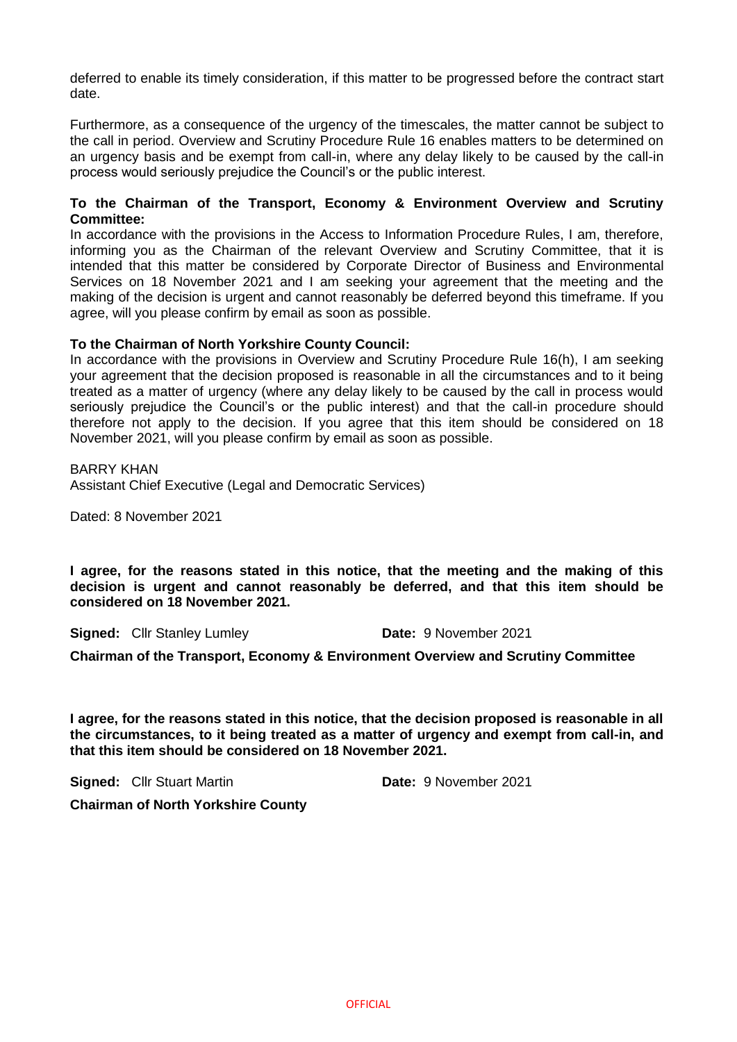deferred to enable its timely consideration, if this matter to be progressed before the contract start date.

Furthermore, as a consequence of the urgency of the timescales, the matter cannot be subject to the call in period. Overview and Scrutiny Procedure Rule 16 enables matters to be determined on an urgency basis and be exempt from call-in, where any delay likely to be caused by the call-in process would seriously prejudice the Council's or the public interest.

**To the Chairman of the Transport, Economy & Environment Overview and Scrutiny Committee:**
In accordance with the provisions in the Access to Information Procedure Rules, I am, therefore, informing you as the Chairman of the relevant Overview and Scrutiny Committee, that it is intended that this matter be considered by Corporate Director of Business and Environmental Services on 18 November 2021 and I am seeking your agreement that the meeting and the making of the decision is urgent and cannot reasonably be deferred beyond this timeframe. If you agree, will you please confirm by email as soon as possible.

**To the Chairman of North Yorkshire County Council:**
In accordance with the provisions in Overview and Scrutiny Procedure Rule 16(h), I am seeking your agreement that the decision proposed is reasonable in all the circumstances and to it being treated as a matter of urgency (where any delay likely to be caused by the call in process would seriously prejudice the Council's or the public interest) and that the call-in procedure should therefore not apply to the decision. If you agree that this item should be considered on 18 November 2021, will you please confirm by email as soon as possible.

BARRY KHAN
Assistant Chief Executive (Legal and Democratic Services)

Dated: 8 November 2021

**I agree, for the reasons stated in this notice, that the meeting and the making of this decision is urgent and cannot reasonably be deferred, and that this item should be considered on 18 November 2021.**

**Signed:** Cllr Stanley Lumley **Date:** 9 November 2021

**Chairman of the Transport, Economy & Environment Overview and Scrutiny Committee**

**I agree, for the reasons stated in this notice, that the decision proposed is reasonable in all the circumstances, to it being treated as a matter of urgency and exempt from call-in, and that this item should be considered on 18 November 2021.**

**Signed:** Cllr Stuart Martin **Date:** 9 November 2021

**Chairman of North Yorkshire County**